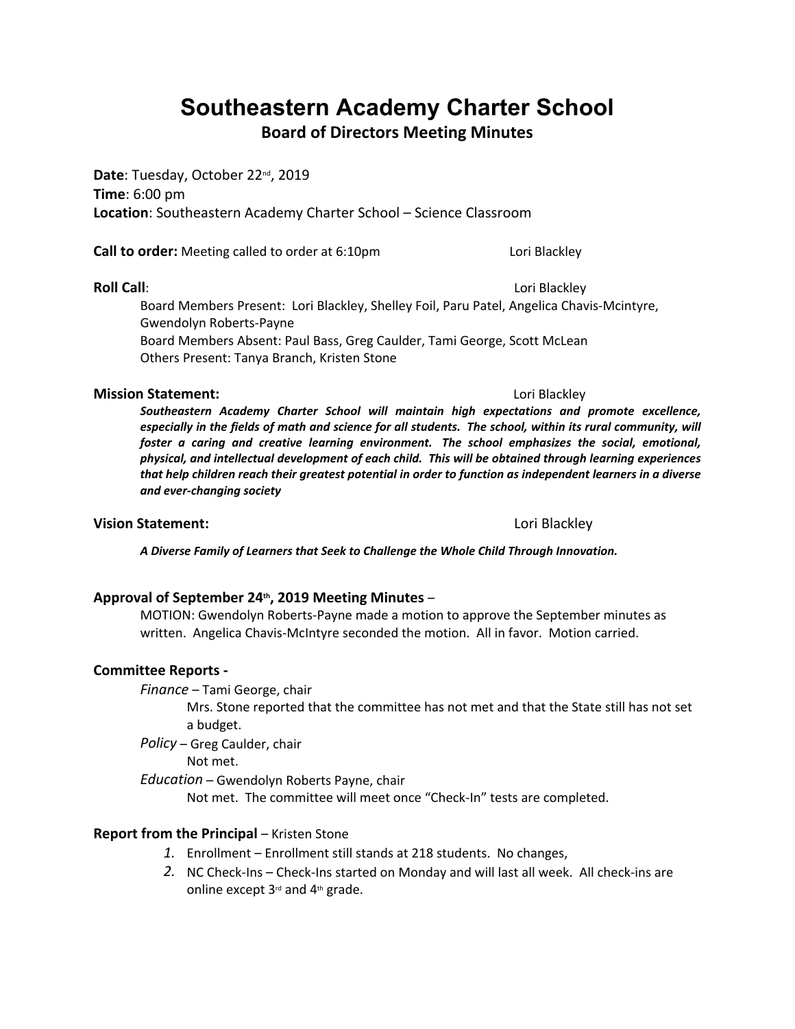# Southeastern Academy Charter School

## Board of Directors Meeting Minutes

**Date**: Tuesday, October 22nd, 2019
**Time**: 6:00 pm
**Location**: Southeastern Academy Charter School – Science Classroom

**Call to order:** Meeting called to order at 6:10pm — Lori Blackley

**Roll Call**: — Lori Blackley

Board Members Present: Lori Blackley, Shelley Foil, Paru Patel, Angelica Chavis-Mcintyre, Gwendolyn Roberts-Payne
Board Members Absent: Paul Bass, Greg Caulder, Tami George, Scott McLean
Others Present: Tanya Branch, Kristen Stone

### Mission Statement: — Lori Blackley

***Southeastern Academy Charter School will maintain high expectations and promote excellence, especially in the fields of math and science for all students. The school, within its rural community, will foster a caring and creative learning environment. The school emphasizes the social, emotional, physical, and intellectual development of each child. This will be obtained through learning experiences that help children reach their greatest potential in order to function as independent learners in a diverse and ever-changing society***

### Vision Statement: — Lori Blackley

***A Diverse Family of Learners that Seek to Challenge the Whole Child Through Innovation.***

### Approval of September 24th, 2019 Meeting Minutes –

MOTION: Gwendolyn Roberts-Payne made a motion to approve the September minutes as written. Angelica Chavis-McIntyre seconded the motion. All in favor. Motion carried.

### Committee Reports -

*Finance* – Tami George, chair

Mrs. Stone reported that the committee has not met and that the State still has not set a budget.

*Policy* – Greg Caulder, chair

Not met.

*Education* – Gwendolyn Roberts Payne, chair

Not met. The committee will meet once "Check-In" tests are completed.

### Report from the Principal – Kristen Stone

1. Enrollment – Enrollment still stands at 218 students. No changes,
2. NC Check-Ins – Check-Ins started on Monday and will last all week. All check-ins are online except 3rd and 4th grade.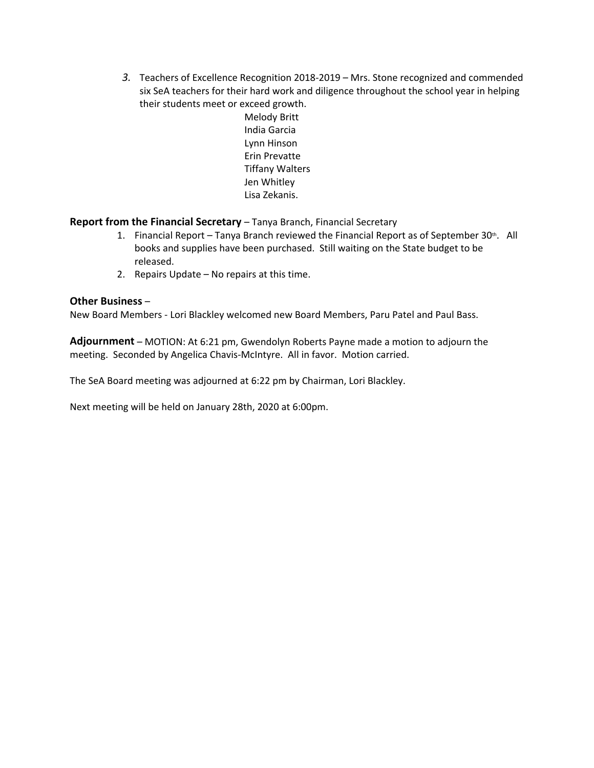3. Teachers of Excellence Recognition 2018-2019 – Mrs. Stone recognized and commended six SeA teachers for their hard work and diligence throughout the school year in helping their students meet or exceed growth.

   Melody Britt
   India Garcia
   Lynn Hinson
   Erin Prevatte
   Tiffany Walters
   Jen Whitley
   Lisa Zekanis.

**Report from the Financial Secretary** – Tanya Branch, Financial Secretary

1. Financial Report – Tanya Branch reviewed the Financial Report as of September 30th. All books and supplies have been purchased. Still waiting on the State budget to be released.
2. Repairs Update – No repairs at this time.

**Other Business** –

New Board Members - Lori Blackley welcomed new Board Members, Paru Patel and Paul Bass.

**Adjournment** – MOTION: At 6:21 pm, Gwendolyn Roberts Payne made a motion to adjourn the meeting. Seconded by Angelica Chavis-McIntyre. All in favor. Motion carried.

The SeA Board meeting was adjourned at 6:22 pm by Chairman, Lori Blackley.

Next meeting will be held on January 28th, 2020 at 6:00pm.